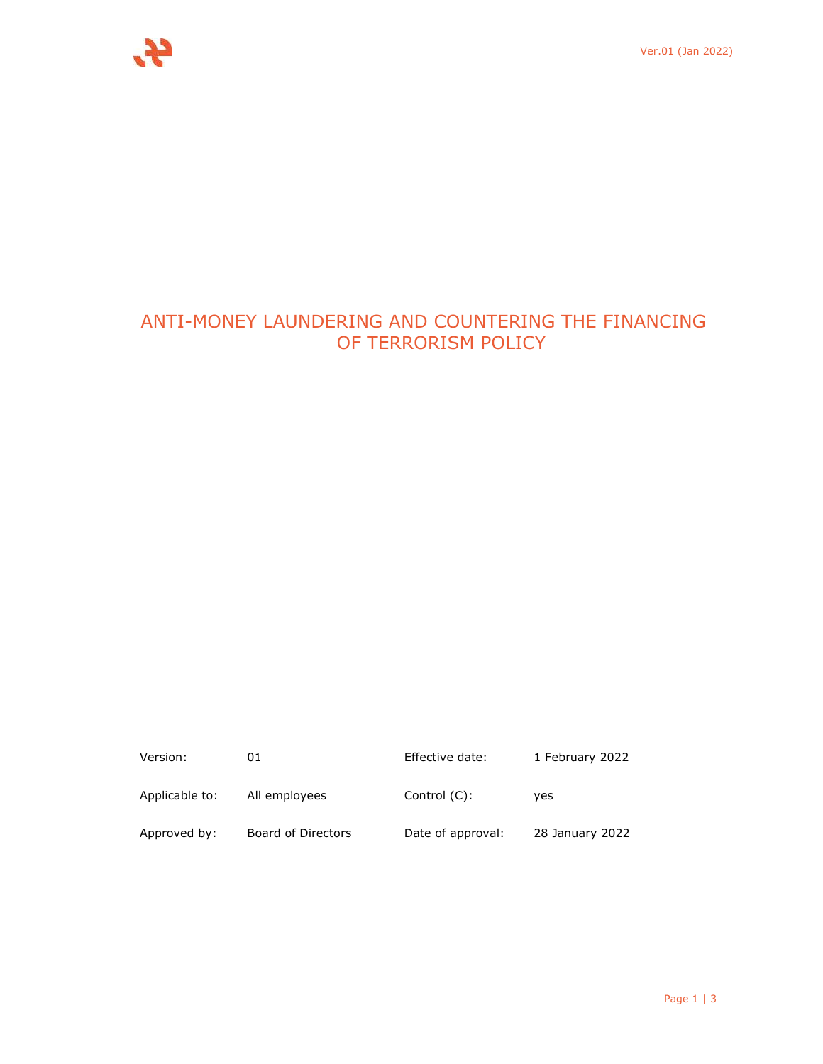# ANTI-MONEY LAUNDERING AND COUNTERING THE FINANCING OF TERRORISM POLICY

| | | | |
|---|---|---|---|
| Version: | 01 | Effective date: | 1 February 2022 |
| Applicable to: | All employees | Control (C): | yes |
| Approved by: | Board of Directors | Date of approval: | 28 January 2022 |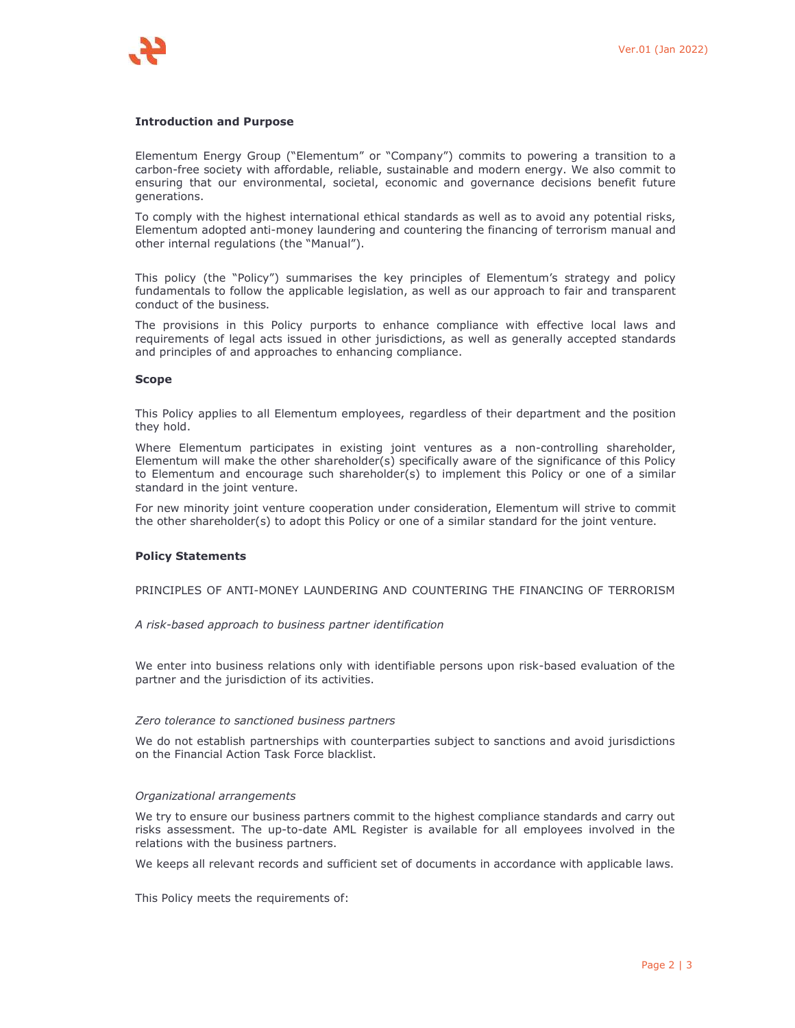**Introduction and Purpose**

Elementum Energy Group ("Elementum" or "Company") commits to powering a transition to a carbon-free society with affordable, reliable, sustainable and modern energy. We also commit to ensuring that our environmental, societal, economic and governance decisions benefit future generations.

To comply with the highest international ethical standards as well as to avoid any potential risks, Elementum adopted anti-money laundering and countering the financing of terrorism manual and other internal regulations (the "Manual").

This policy (the "Policy") summarises the key principles of Elementum's strategy and policy fundamentals to follow the applicable legislation, as well as our approach to fair and transparent conduct of the business.

The provisions in this Policy purports to enhance compliance with effective local laws and requirements of legal acts issued in other jurisdictions, as well as generally accepted standards and principles of and approaches to enhancing compliance.

**Scope**

This Policy applies to all Elementum employees, regardless of their department and the position they hold.

Where Elementum participates in existing joint ventures as a non-controlling shareholder, Elementum will make the other shareholder(s) specifically aware of the significance of this Policy to Elementum and encourage such shareholder(s) to implement this Policy or one of a similar standard in the joint venture.

For new minority joint venture cooperation under consideration, Elementum will strive to commit the other shareholder(s) to adopt this Policy or one of a similar standard for the joint venture.

**Policy Statements**

PRINCIPLES OF ANTI-MONEY LAUNDERING AND COUNTERING THE FINANCING OF TERRORISM

*A risk-based approach to business partner identification*

We enter into business relations only with identifiable persons upon risk-based evaluation of the partner and the jurisdiction of its activities.

*Zero tolerance to sanctioned business partners*

We do not establish partnerships with counterparties subject to sanctions and avoid jurisdictions on the Financial Action Task Force blacklist.

*Organizational arrangements*

We try to ensure our business partners commit to the highest compliance standards and carry out risks assessment. The up-to-date AML Register is available for all employees involved in the relations with the business partners.

We keeps all relevant records and sufficient set of documents in accordance with applicable laws.

This Policy meets the requirements of: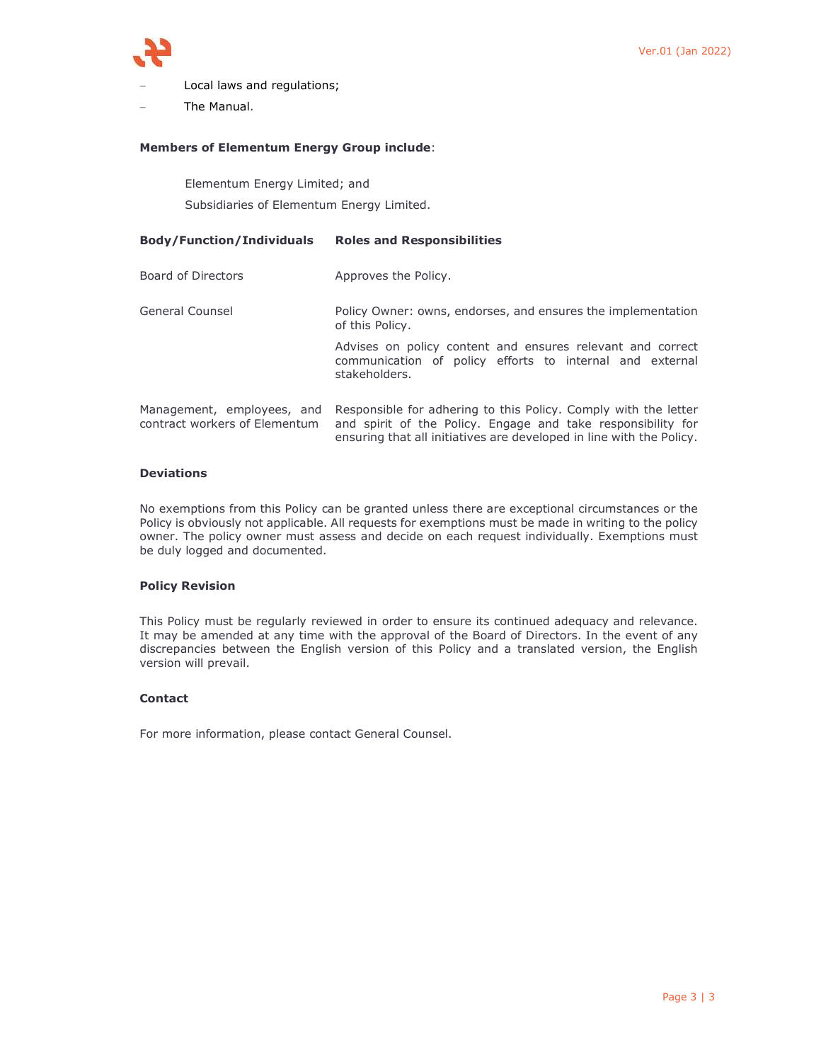- Local laws and regulations;
- The Manual.

**Members of Elementum Energy Group include**:

Elementum Energy Limited; and

Subsidiaries of Elementum Energy Limited.

| **Body/Function/Individuals** | **Roles and Responsibilities** |
|---|---|
| Board of Directors | Approves the Policy. |
| General Counsel | Policy Owner: owns, endorses, and ensures the implementation of this Policy.<br>Advises on policy content and ensures relevant and correct communication of policy efforts to internal and external stakeholders. |
| Management, employees, and contract workers of Elementum | Responsible for adhering to this Policy. Comply with the letter and spirit of the Policy. Engage and take responsibility for ensuring that all initiatives are developed in line with the Policy. |

**Deviations**

No exemptions from this Policy can be granted unless there are exceptional circumstances or the Policy is obviously not applicable. All requests for exemptions must be made in writing to the policy owner. The policy owner must assess and decide on each request individually. Exemptions must be duly logged and documented.

**Policy Revision**

This Policy must be regularly reviewed in order to ensure its continued adequacy and relevance. It may be amended at any time with the approval of the Board of Directors. In the event of any discrepancies between the English version of this Policy and a translated version, the English version will prevail.

**Contact**

For more information, please contact General Counsel.